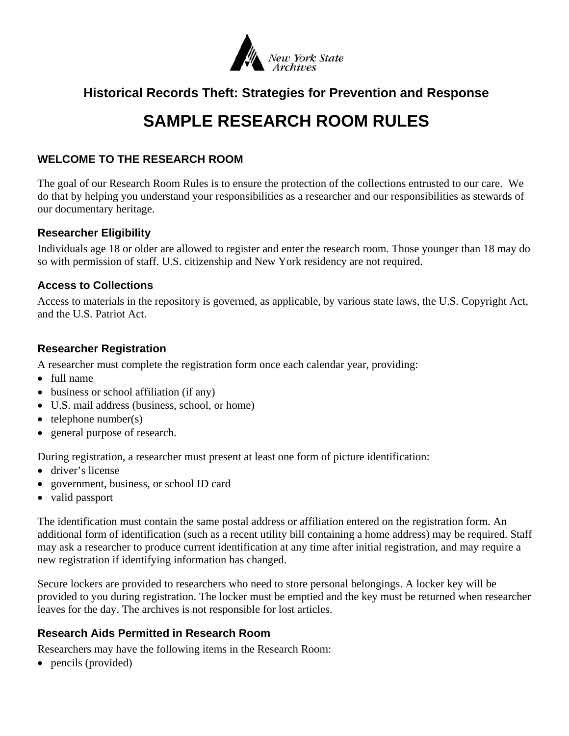New York State Archives

## Historical Records Theft: Strategies for Prevention and Response

# SAMPLE RESEARCH ROOM RULES

### WELCOME TO THE RESEARCH ROOM

The goal of our Research Room Rules is to ensure the protection of the collections entrusted to our care. We do that by helping you understand your responsibilities as a researcher and our responsibilities as stewards of our documentary heritage.

### Researcher Eligibility

Individuals age 18 or older are allowed to register and enter the research room. Those younger than 18 may do so with permission of staff. U.S. citizenship and New York residency are not required.

### Access to Collections

Access to materials in the repository is governed, as applicable, by various state laws, the U.S. Copyright Act, and the U.S. Patriot Act.

### Researcher Registration

A researcher must complete the registration form once each calendar year, providing:

- full name
- business or school affiliation (if any)
- U.S. mail address (business, school, or home)
- telephone number(s)
- general purpose of research.

During registration, a researcher must present at least one form of picture identification:

- driver's license
- government, business, or school ID card
- valid passport

The identification must contain the same postal address or affiliation entered on the registration form. An additional form of identification (such as a recent utility bill containing a home address) may be required. Staff may ask a researcher to produce current identification at any time after initial registration, and may require a new registration if identifying information has changed.

Secure lockers are provided to researchers who need to store personal belongings. A locker key will be provided to you during registration. The locker must be emptied and the key must be returned when researcher leaves for the day. The archives is not responsible for lost articles.

### Research Aids Permitted in Research Room

Researchers may have the following items in the Research Room:

- pencils (provided)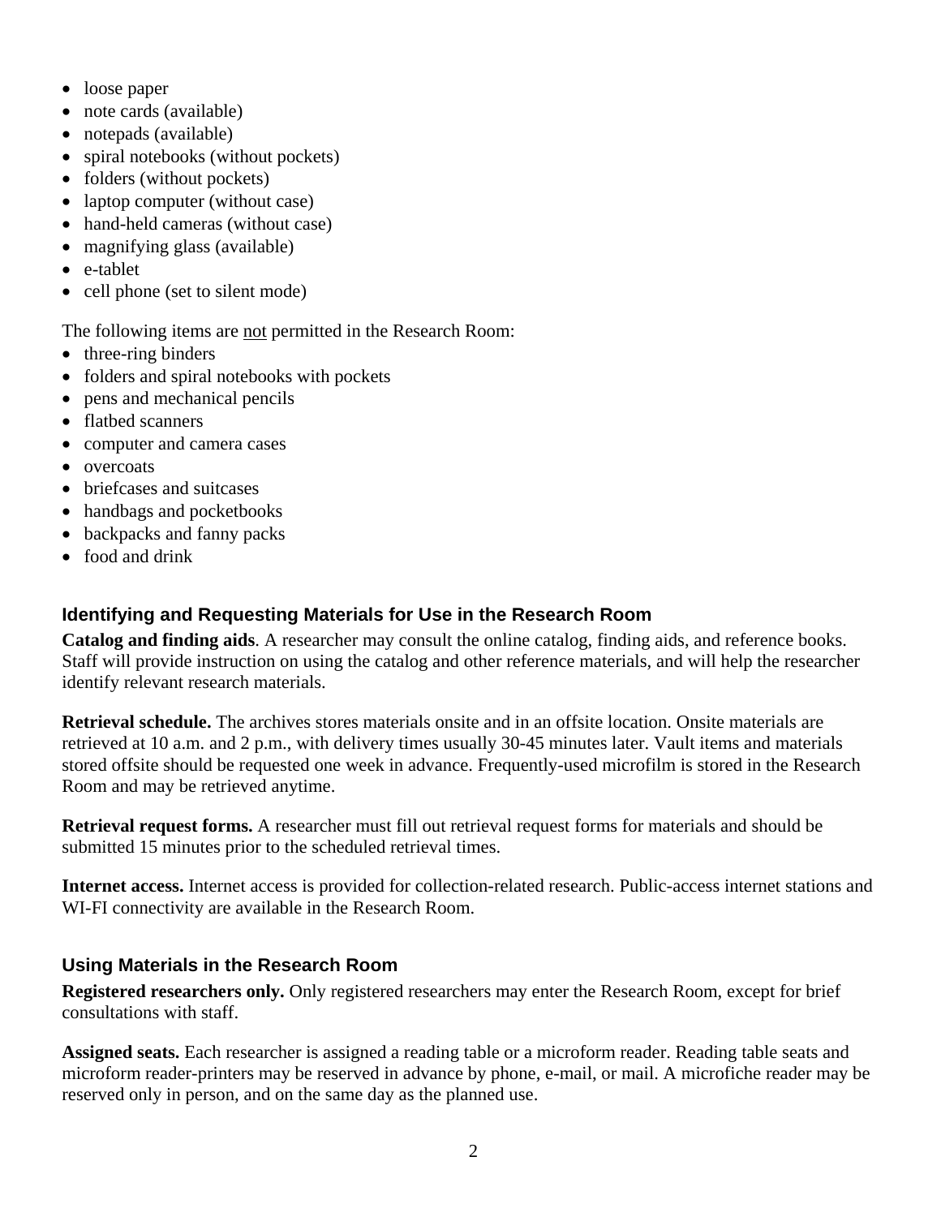- loose paper
- note cards (available)
- notepads (available)
- spiral notebooks (without pockets)
- folders (without pockets)
- laptop computer (without case)
- hand-held cameras (without case)
- magnifying glass (available)
- e-tablet
- cell phone (set to silent mode)

The following items are <u>not</u> permitted in the Research Room:

- three-ring binders
- folders and spiral notebooks with pockets
- pens and mechanical pencils
- flatbed scanners
- computer and camera cases
- overcoats
- briefcases and suitcases
- handbags and pocketbooks
- backpacks and fanny packs
- food and drink

### Identifying and Requesting Materials for Use in the Research Room

**Catalog and finding aids**. A researcher may consult the online catalog, finding aids, and reference books. Staff will provide instruction on using the catalog and other reference materials, and will help the researcher identify relevant research materials.

**Retrieval schedule.** The archives stores materials onsite and in an offsite location. Onsite materials are retrieved at 10 a.m. and 2 p.m., with delivery times usually 30-45 minutes later. Vault items and materials stored offsite should be requested one week in advance. Frequently-used microfilm is stored in the Research Room and may be retrieved anytime.

**Retrieval request forms.** A researcher must fill out retrieval request forms for materials and should be submitted 15 minutes prior to the scheduled retrieval times.

**Internet access.** Internet access is provided for collection-related research. Public-access internet stations and WI-FI connectivity are available in the Research Room.

### Using Materials in the Research Room

**Registered researchers only.** Only registered researchers may enter the Research Room, except for brief consultations with staff.

**Assigned seats.** Each researcher is assigned a reading table or a microform reader. Reading table seats and microform reader-printers may be reserved in advance by phone, e-mail, or mail. A microfiche reader may be reserved only in person, and on the same day as the planned use.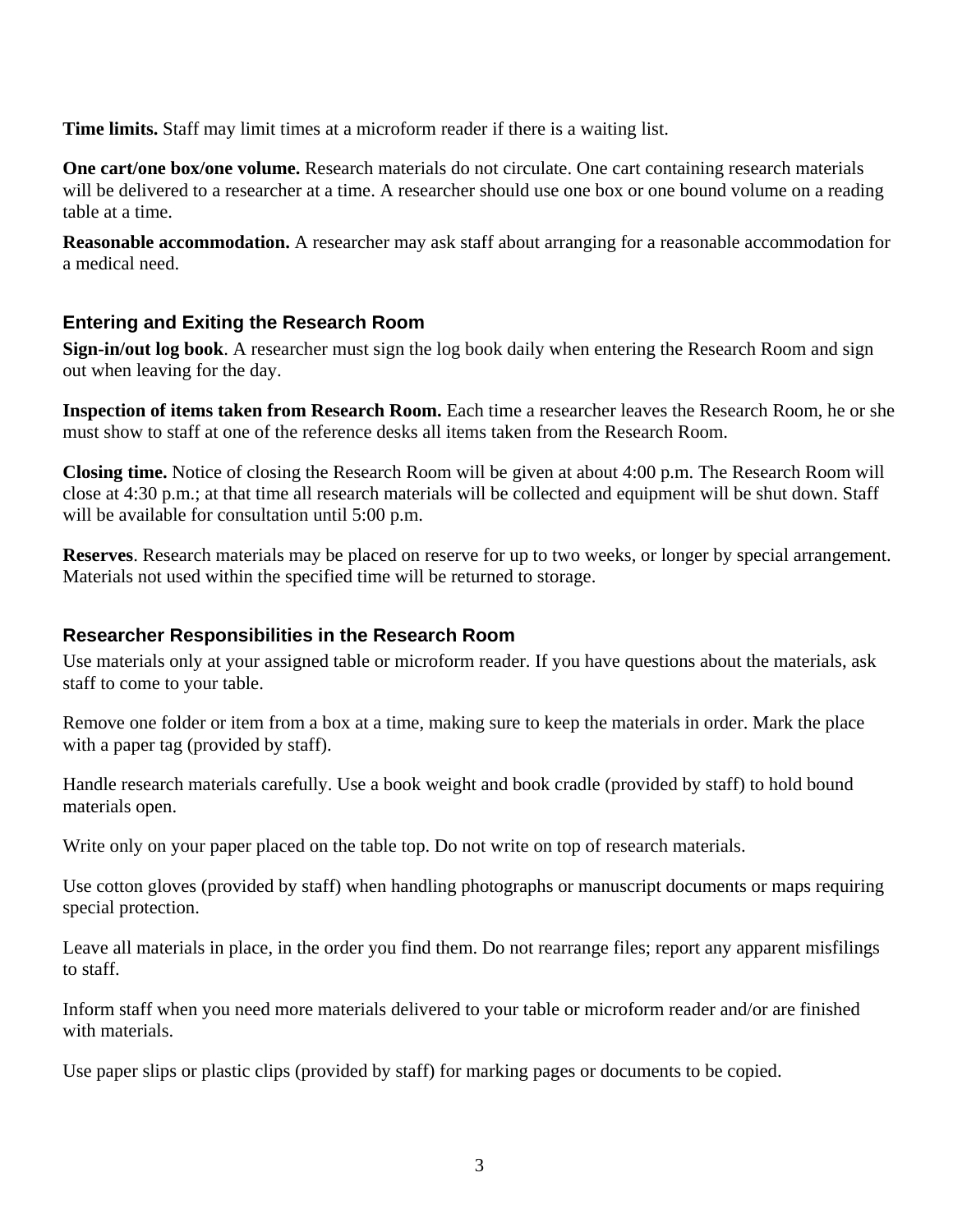**Time limits.** Staff may limit times at a microform reader if there is a waiting list.

**One cart/one box/one volume.** Research materials do not circulate. One cart containing research materials will be delivered to a researcher at a time. A researcher should use one box or one bound volume on a reading table at a time.

**Reasonable accommodation.** A researcher may ask staff about arranging for a reasonable accommodation for a medical need.

### Entering and Exiting the Research Room

**Sign-in/out log book**. A researcher must sign the log book daily when entering the Research Room and sign out when leaving for the day.

**Inspection of items taken from Research Room.** Each time a researcher leaves the Research Room, he or she must show to staff at one of the reference desks all items taken from the Research Room.

**Closing time.** Notice of closing the Research Room will be given at about 4:00 p.m. The Research Room will close at 4:30 p.m.; at that time all research materials will be collected and equipment will be shut down. Staff will be available for consultation until 5:00 p.m.

**Reserves**. Research materials may be placed on reserve for up to two weeks, or longer by special arrangement. Materials not used within the specified time will be returned to storage.

### Researcher Responsibilities in the Research Room

Use materials only at your assigned table or microform reader. If you have questions about the materials, ask staff to come to your table.

Remove one folder or item from a box at a time, making sure to keep the materials in order. Mark the place with a paper tag (provided by staff).

Handle research materials carefully. Use a book weight and book cradle (provided by staff) to hold bound materials open.

Write only on your paper placed on the table top. Do not write on top of research materials.

Use cotton gloves (provided by staff) when handling photographs or manuscript documents or maps requiring special protection.

Leave all materials in place, in the order you find them. Do not rearrange files; report any apparent misfilings to staff.

Inform staff when you need more materials delivered to your table or microform reader and/or are finished with materials.

Use paper slips or plastic clips (provided by staff) for marking pages or documents to be copied.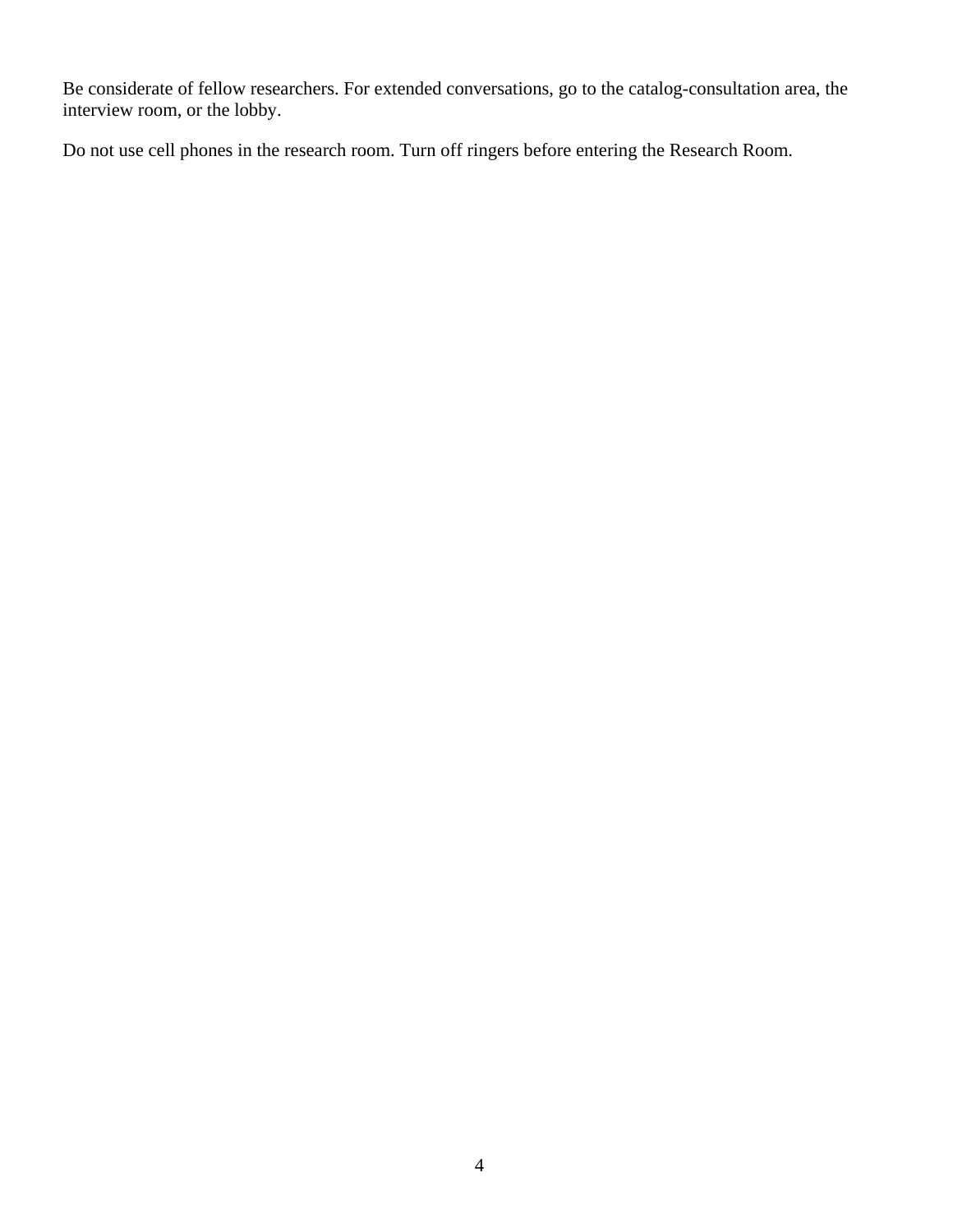Be considerate of fellow researchers. For extended conversations, go to the catalog-consultation area, the interview room, or the lobby.

Do not use cell phones in the research room. Turn off ringers before entering the Research Room.